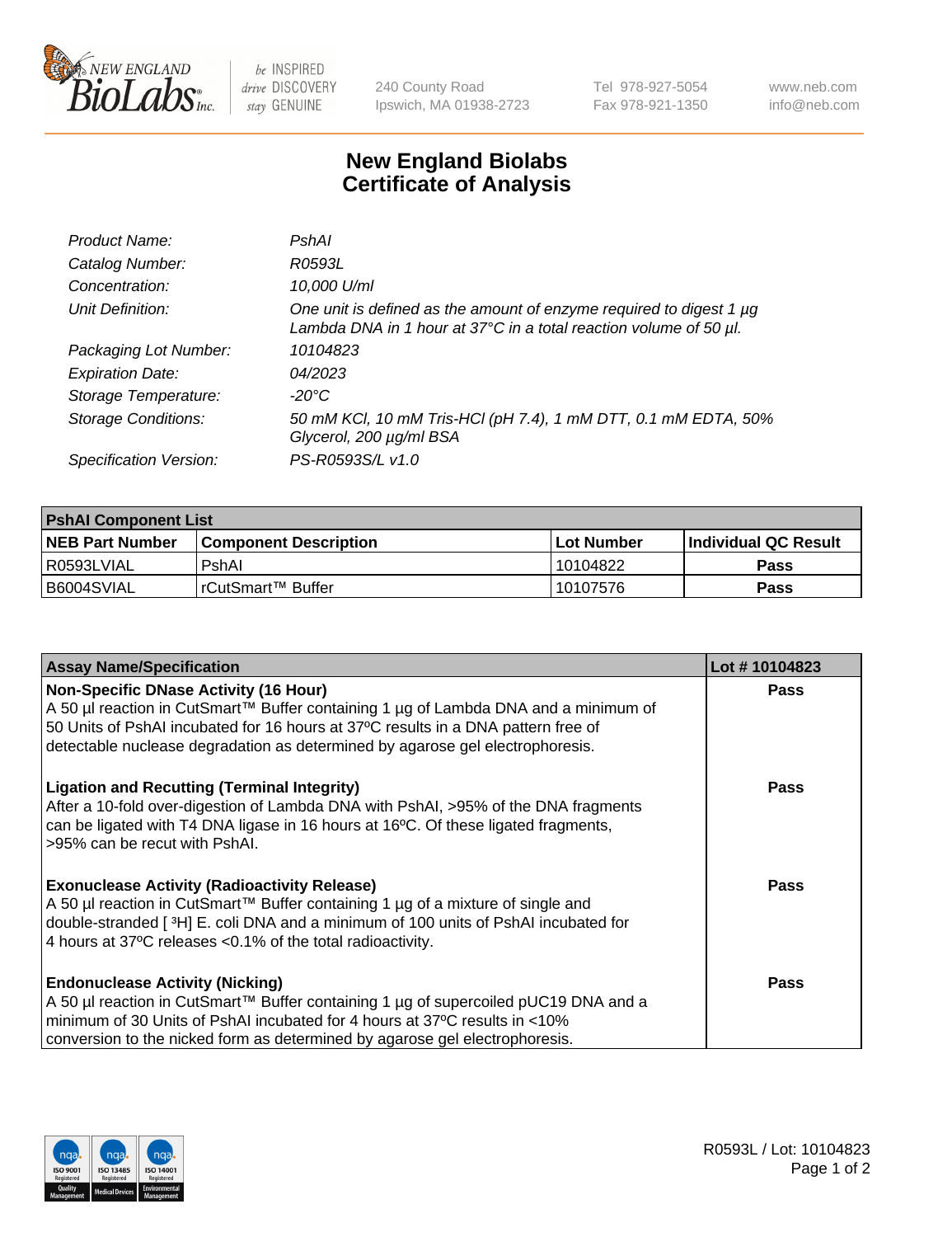New England BioLabs Inc. — be INSPIRED drive DISCOVERY stay GENUINE

240 County Road
Ipswich, MA 01938-2723

Tel 978-927-5054
Fax 978-921-1350

www.neb.com
info@neb.com

# New England Biolabs
# Certificate of Analysis

| | |
|---|---|
| *Product Name:* | *PshAI* |
| *Catalog Number:* | *R0593L* |
| *Concentration:* | *10,000 U/ml* |
| *Unit Definition:* | *One unit is defined as the amount of enzyme required to digest 1 µg Lambda DNA in 1 hour at 37°C in a total reaction volume of 50 µl.* |
| *Packaging Lot Number:* | *10104823* |
| *Expiration Date:* | *04/2023* |
| *Storage Temperature:* | *-20°C* |
| *Storage Conditions:* | *50 mM KCl, 10 mM Tris-HCl (pH 7.4), 1 mM DTT, 0.1 mM EDTA, 50% Glycerol, 200 µg/ml BSA* |
| *Specification Version:* | *PS-R0593S/L v1.0* |

| **PshAI Component List** | | | |
|---|---|---|---|
| **NEB Part Number** | **Component Description** | **Lot Number** | **Individual QC Result** |
| R0593LVIAL | PshAI | 10104822 | **Pass** |
| B6004SVIAL | rCutSmart™ Buffer | 10107576 | **Pass** |

| **Assay Name/Specification** | **Lot # 10104823** |
|---|---|
| **Non-Specific DNase Activity (16 Hour)**<br>A 50 µl reaction in CutSmart™ Buffer containing 1 µg of Lambda DNA and a minimum of 50 Units of PshAI incubated for 16 hours at 37ºC results in a DNA pattern free of detectable nuclease degradation as determined by agarose gel electrophoresis. | **Pass** |
| **Ligation and Recutting (Terminal Integrity)**<br>After a 10-fold over-digestion of Lambda DNA with PshAI, >95% of the DNA fragments can be ligated with T4 DNA ligase in 16 hours at 16ºC. Of these ligated fragments, >95% can be recut with PshAI. | **Pass** |
| **Exonuclease Activity (Radioactivity Release)**<br>A 50 µl reaction in CutSmart™ Buffer containing 1 µg of a mixture of single and double-stranded [ $^{3}$H] E. coli DNA and a minimum of 100 units of PshAI incubated for 4 hours at 37ºC releases <0.1% of the total radioactivity. | **Pass** |
| **Endonuclease Activity (Nicking)**<br>A 50 µl reaction in CutSmart™ Buffer containing 1 µg of supercoiled pUC19 DNA and a minimum of 30 Units of PshAI incubated for 4 hours at 37ºC results in <10% conversion to the nicked form as determined by agarose gel electrophoresis. | **Pass** |

R0593L / Lot: 10104823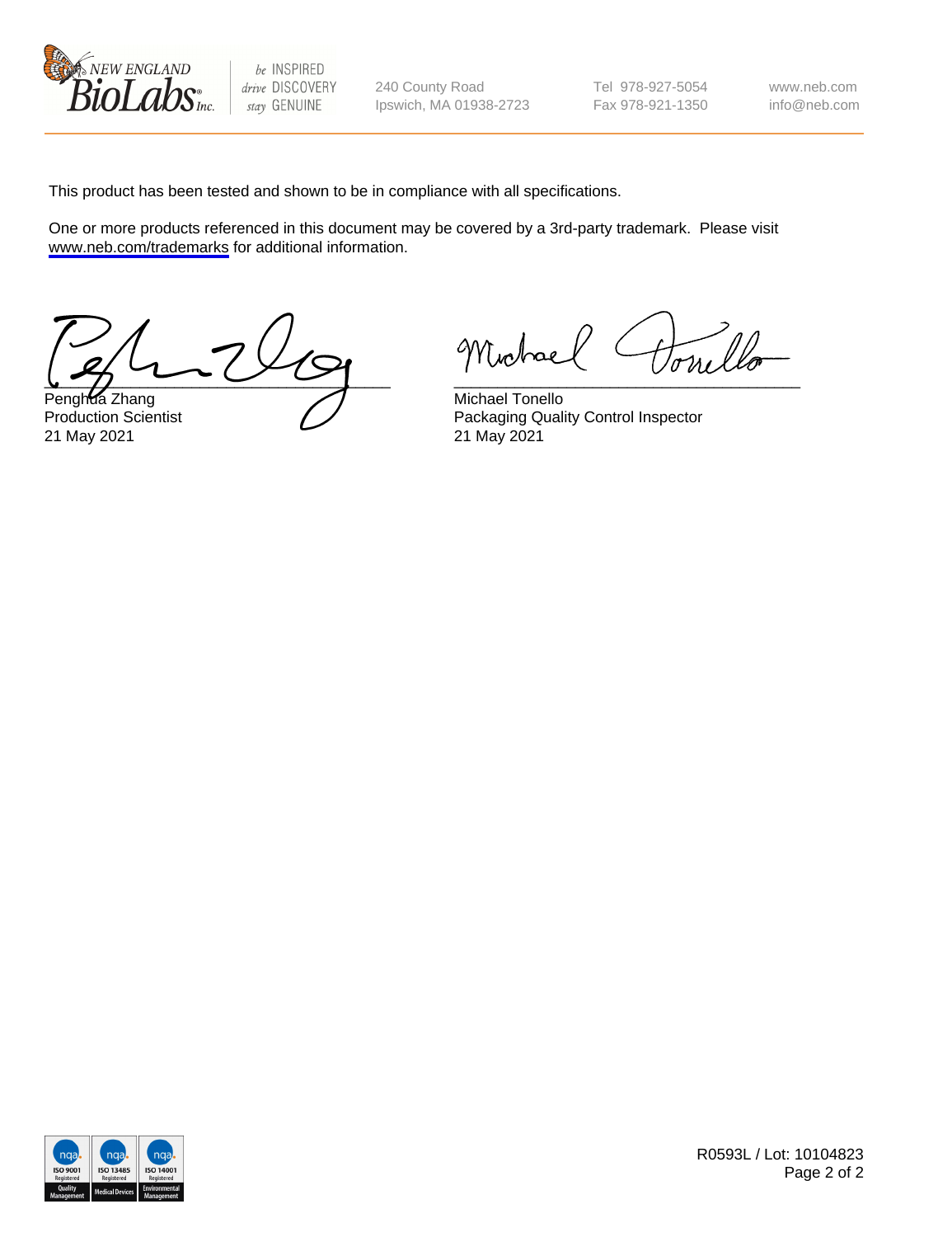This product has been tested and shown to be in compliance with all specifications.

One or more products referenced in this document may be covered by a 3rd-party trademark. Please visit www.neb.com/trademarks for additional information.

Penghua Zhang
Production Scientist
21 May 2021

Michael Tonello
Packaging Quality Control Inspector
21 May 2021

R0593L / Lot: 10104823